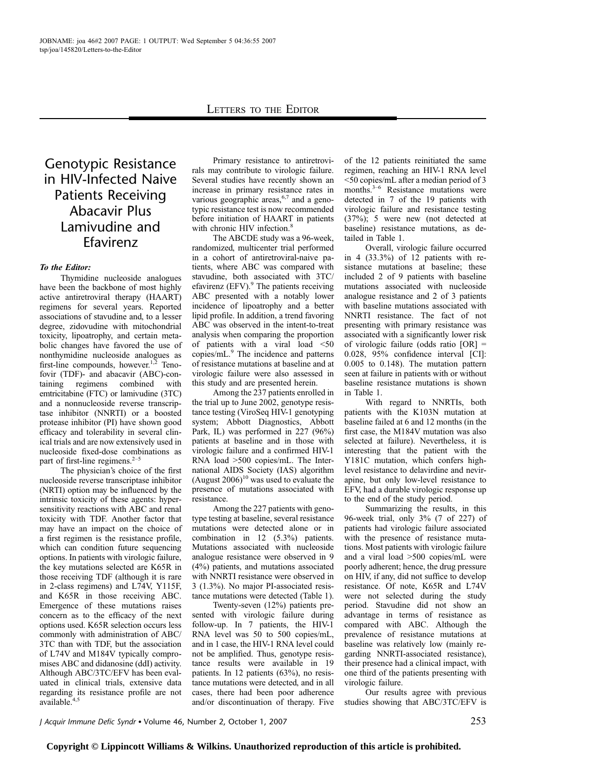# Letters to the Editor

## Genotypic Resistance in HIV-Infected Naive Patients Receiving Abacavir Plus Lamivudine and Efavirenz

***To the Editor:***

Thymidine nucleoside analogues have been the backbone of most highly active antiretroviral therapy (HAART) regimens for several years. Reported associations of stavudine and, to a lesser degree, zidovudine with mitochondrial toxicity, lipoatrophy, and certain metabolic changes have favored the use of nonthymidine nucleoside analogues as first-line compounds, however.[1,2] Tenofovir (TDF)- and abacavir (ABC)-containing regimens combined with emtricitabine (FTC) or lamivudine (3TC) and a nonnucleoside reverse transcriptase inhibitor (NNRTI) or a boosted protease inhibitor (PI) have shown good efficacy and tolerability in several clinical trials and are now extensively used in nucleoside fixed-dose combinations as part of first-line regimens.[2–5]

The physician's choice of the first nucleoside reverse transcriptase inhibitor (NRTI) option may be influenced by the intrinsic toxicity of these agents: hypersensitivity reactions with ABC and renal toxicity with TDF. Another factor that may have an impact on the choice of a first regimen is the resistance profile, which can condition future sequencing options. In patients with virologic failure, the key mutations selected are K65R in those receiving TDF (although it is rare in 2-class regimens) and L74V, Y115F, and K65R in those receiving ABC. Emergence of these mutations raises concern as to the efficacy of the next options used. K65R selection occurs less commonly with administration of ABC/3TC than with TDF, but the association of L74V and M184V typically compromises ABC and didanosine (ddI) activity. Although ABC/3TC/EFV has been evaluated in clinical trials, extensive data regarding its resistance profile are not available.[4,5]

Primary resistance to antiretrovirals may contribute to virologic failure. Several studies have recently shown an increase in primary resistance rates in various geographic areas,[6,7] and a genotypic resistance test is now recommended before initiation of HAART in patients with chronic HIV infection.[8]

The ABCDE study was a 96-week, randomized, multicenter trial performed in a cohort of antiretroviral-naive patients, where ABC was compared with stavudine, both associated with 3TC/efavirenz (EFV).[9] The patients receiving ABC presented with a notably lower incidence of lipoatrophy and a better lipid profile. In addition, a trend favoring ABC was observed in the intent-to-treat analysis when comparing the proportion of patients with a viral load <50 copies/mL.[9] The incidence and patterns of resistance mutations at baseline and at virologic failure were also assessed in this study and are presented herein.

Among the 237 patients enrolled in the trial up to June 2002, genotype resistance testing (ViroSeq HIV-1 genotyping system; Abbott Diagnostics, Abbott Park, IL) was performed in 227 (96%) patients at baseline and in those with virologic failure and a confirmed HIV-1 RNA load >500 copies/mL. The International AIDS Society (IAS) algorithm (August 2006)[10] was used to evaluate the presence of mutations associated with resistance.

Among the 227 patients with genotype testing at baseline, several resistance mutations were detected alone or in combination in 12 (5.3%) patients. Mutations associated with nucleoside analogue resistance were observed in 9 (4%) patients, and mutations associated with NNRTI resistance were observed in 3 (1.3%). No major PI-associated resistance mutations were detected (Table 1).

Twenty-seven (12%) patients presented with virologic failure during follow-up. In 7 patients, the HIV-1 RNA level was 50 to 500 copies/mL, and in 1 case, the HIV-1 RNA level could not be amplified. Thus, genotype resistance results were available in 19 patients. In 12 patients (63%), no resistance mutations were detected, and in all cases, there had been poor adherence and/or discontinuation of therapy. Five of the 12 patients reinitiated the same regimen, reaching an HIV-1 RNA level <50 copies/mL after a median period of 3 months.[3–6] Resistance mutations were detected in 7 of the 19 patients with virologic failure and resistance testing (37%); 5 were new (not detected at baseline) resistance mutations, as detailed in Table 1.

Overall, virologic failure occurred in 4 (33.3%) of 12 patients with resistance mutations at baseline; these included 2 of 9 patients with baseline mutations associated with nucleoside analogue resistance and 2 of 3 patients with baseline mutations associated with NNRTI resistance. The fact of not presenting with primary resistance was associated with a significantly lower risk of virologic failure (odds ratio [OR] = 0.028, 95% confidence interval [CI]: 0.005 to 0.148). The mutation pattern seen at failure in patients with or without baseline resistance mutations is shown in Table 1.

With regard to NNRTIs, both patients with the K103N mutation at baseline failed at 6 and 12 months (in the first case, the M184V mutation was also selected at failure). Nevertheless, it is interesting that the patient with the Y181C mutation, which confers high-level resistance to delavirdine and nevirapine, but only low-level resistance to EFV, had a durable virologic response up to the end of the study period.

Summarizing the results, in this 96-week trial, only 3% (7 of 227) of patients had virologic failure associated with the presence of resistance mutations. Most patients with virologic failure and a viral load >500 copies/mL were poorly adherent; hence, the drug pressure on HIV, if any, did not suffice to develop resistance. Of note, K65R and L74V were not selected during the study period. Stavudine did not show an advantage in terms of resistance as compared with ABC. Although the prevalence of resistance mutations at baseline was relatively low (mainly regarding NNRTI-associated resistance), their presence had a clinical impact, with one third of the patients presenting with virologic failure.

Our results agree with previous studies showing that ABC/3TC/EFV is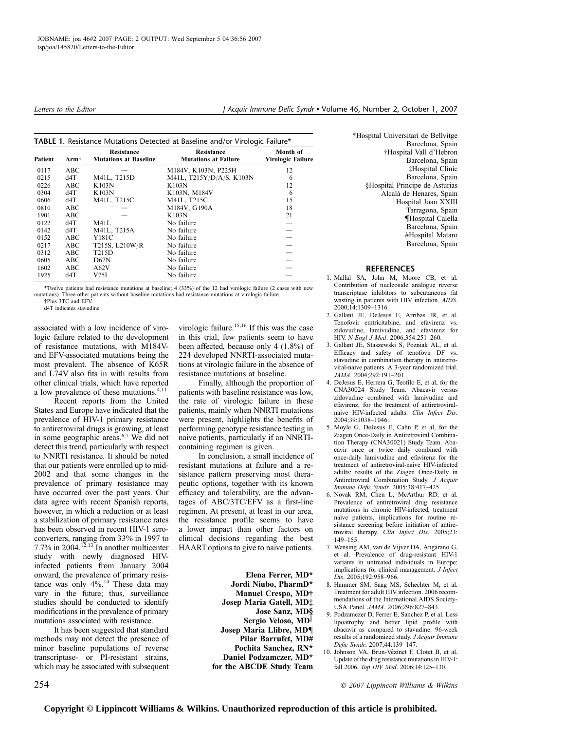**TABLE 1.** Resistance Mutations Detected at Baseline and/or Virologic Failure*

| Patient | Arm† | Resistance Mutations at Baseline | Resistance Mutations at Failure | Month of Virologic Failure |
|---|---|---|---|---|
| 0117 | ABC | — | M184V, K103N, P225H | 12 |
| 0215 | d4T | M41L, T215D | M41L, T215Y/D/A/S, K103N | 6 |
| 0226 | ABC | K103N | K103N | 12 |
| 0304 | d4T | K103N | K103N, M184V | 6 |
| 0606 | d4T | M41L, T215C | M41L, T215C | 15 |
| 0810 | ABC | — | M184V, G190A | 18 |
| 1901 | ABC | — | K103N | 21 |
| 0122 | d4T | M41L | No failure | — |
| 0142 | d4T | M41L, T215A | No failure | — |
| 0152 | ABC | Y181C | No failure | — |
| 0217 | ABC | T215S, L210W/R | No failure | — |
| 0312 | ABC | T215D | No failure | — |
| 0605 | ABC | D67N | No failure | — |
| 1602 | ABC | A62V | No failure | — |
| 1925 | d4T | V75I | No failure | — |

*Twelve patients had resistance mutations at baseline; 4 (33%) of the 12 had virologic failure (2 cases with new mutations). Three other patients without baseline mutations had resistance mutations at virologic failure.

†Plus 3TC and EFV.

d4T indicates stavudine.

associated with a low incidence of virologic failure related to the development of resistance mutations, with M184V- and EFV-associated mutations being the most prevalent. The absence of K65R and L74V also fits in with results from other clinical trials, which have reported a low prevalence of these mutations.[4,11]

Recent reports from the United States and Europe have indicated that the prevalence of HIV-1 primary resistance to antiretroviral drugs is growing, at least in some geographic areas.[6,7] We did not detect this trend, particularly with respect to NNRTI resistance. It should be noted that our patients were enrolled up to mid-2002 and that some changes in the prevalence of primary resistance may have occurred over the past years. Our data agree with recent Spanish reports, however, in which a reduction or at least a stabilization of primary resistance rates has been observed in recent HIV-1 seroconverters, ranging from 33% in 1997 to 7.7% in 2004.[12,13] In another multicenter study with newly diagnosed HIV-infected patients from January 2004 onward, the prevalence of primary resistance was only 4%.[14] These data may vary in the future; thus, surveillance studies should be conducted to identify modifications in the prevalence of primary mutations associated with resistance.

It has been suggested that standard methods may not detect the presence of minor baseline populations of reverse transcriptase- or PI-resistant strains, which may be associated with subsequent virologic failure.[15,16] If this was the case in this trial, few patients seem to have been affected, because only 4 (1.8%) of 224 developed NNRTI-associated mutations at virologic failure in the absence of resistance mutations at baseline.

Finally, although the proportion of patients with baseline resistance was low, the rate of virologic failure in these patients, mainly when NNRTI mutations were present, highlights the benefits of performing genotype resistance testing in naive patients, particularly if an NNRTI-containing regimen is given.

In conclusion, a small incidence of resistant mutations at failure and a resistance pattern preserving most therapeutic options, together with its known efficacy and tolerability, are the advantages of ABC/3TC/EFV as a first-line regimen. At present, at least in our area, the resistance profile seems to have a lower impact than other factors on clinical decisions regarding the best HAART options to give to naive patients.

**Elena Ferrer, MD***
**Jordi Niubo, PharmD***
**Manuel Crespo, MD†**
**Josep Maria Gatell, MD‡**
**Jose Sanz, MD§**
**Sergio Veloso, MD‖**
**Josep Maria Llibre, MD¶**
**Pilar Barrufet, MD#**
**Pochita Sanchez, RN***
**Daniel Podzamczer, MD***
**for the ABCDE Study Team**

*Hospital Universitari de Bellvitge Barcelona, Spain
†Hospital Vall d'Hebron Barcelona, Spain
‡Hospital Clinic Barcelona, Spain
§Hospital Principe de Asturias Alcalá de Henares, Spain
‖Hospital Joan XXIII Tarragona, Spain
¶Hospital Calella Barcelona, Spain
#Hospital Mataro Barcelona, Spain

## REFERENCES

1. Mallal SA, John M, Moore CB, et al. Contribution of nucleoside analogue reverse transcriptase inhibitors to subcutaneous fat wasting in patients with HIV infection. *AIDS*. 2000;14:1309–1316.
2. Gallant JE, DeJesus E, Arribas JR, et al. Tenofovir emtricitabine, and efavirenz vs. zidovudine, lamivudine, and efavirenz for HIV. *N Engl J Med*. 2006;354:251–260.
3. Gallant JE, Staszewski S, Pozniak AL, et al. Efficacy and safety of tenofovir DF vs. stavudine in combination therapy in antiretroviral-naive patients. A 3-year randomized trial. *JAMA*. 2004;292:191–201.
4. DeJesus E, Herrera G, Teofilo E, et al, for the CNA30024 Study Team. Abacavir versus zidovudine combined with lamivudine and efavirenz, for the treatment of antiretroviral-naive HIV-infected adults. *Clin Infect Dis*. 2004;39:1038–1046.
5. Moyle G, DeJesus E, Cahn P, et al, for the Ziagen Once-Daily in Antiretroviral Combination Therapy (CNA30021) Study Team. Abacavir once or twice daily combined with once-daily lamivudine and efavirenz for the treatment of antiretroviral-naive HIV-infected adults: results of the Ziagen Once-Daily in Antiretroviral Combination Study. *J Acquir Immune Defic Syndr*. 2005;38:417–425.
6. Novak RM, Chen L, McArthur RD, et al. Prevalence of antiretroviral drug resistance mutations in chronic HIV-infected, treatment naive patients, implications for routine resistance screening before initiation of antiretroviral therapy. *Clin Infect Dis*. 2005;23: 149–155.
7. Wensing AM, van de Vijver DA, Angarano G, et al. Prevalence of drug-resistant HIV-1 variants in untreated individuals in Europe: implications for clinical management. *J Infect Dis*. 2005;192:958–966.
8. Hammer SM, Saag MS, Schechter M, et al. Treatment for adult HIV infection. 2006 recommendations of the International AIDS Society-USA Panel. *JAMA*. 2006;296:827–843.
9. Podzamczer D, Ferrer E, Sanchez P, et al. Less lipoatrophy and better lipid profile with abacavir as compared to stavudine: 96-week results of a randomized study. *J Acquir Immune Defic Syndr*. 2007;44:139–147.
10. Johnson VA, Brun-Vézinet F, Clotet B, et al. Update of the drug resistance mutations in HIV-1: fall 2006. *Top HIV Med*. 2006;14:125–130.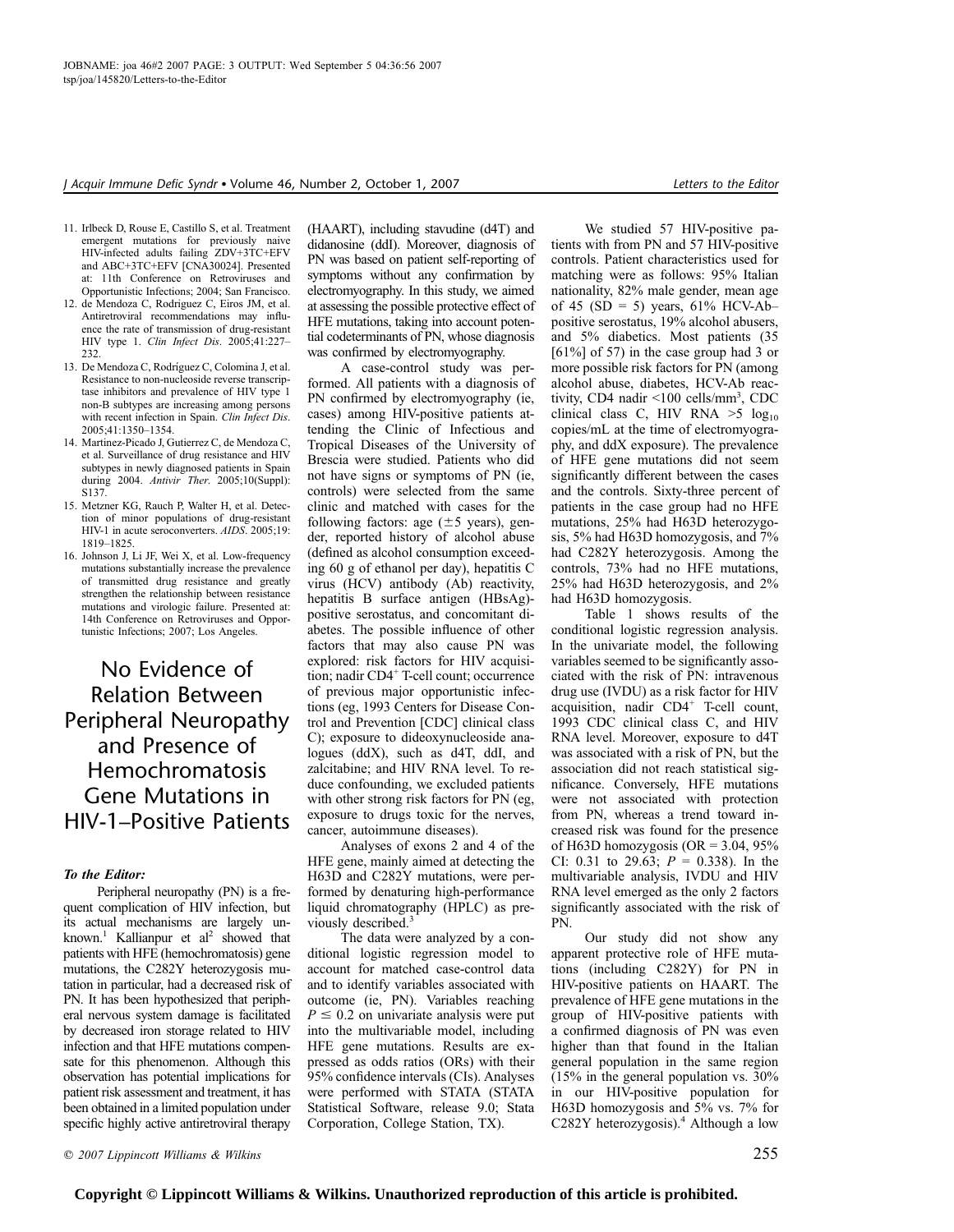11. Irlbeck D, Rouse E, Castillo S, et al. Treatment emergent mutations for previously naive HIV-infected adults failing ZDV+3TC+EFV and ABC+3TC+EFV [CNA30024]. Presented at: 11th Conference on Retroviruses and Opportunistic Infections; 2004; San Francisco.
12. de Mendoza C, Rodriguez C, Eiros JM, et al. Antiretroviral recommendations may influence the rate of transmission of drug-resistant HIV type 1. *Clin Infect Dis*. 2005;41:227–232.
13. De Mendoza C, Rodríguez C, Colomina J, et al. Resistance to non-nucleoside reverse transcriptase inhibitors and prevalence of HIV type 1 non-B subtypes are increasing among persons with recent infection in Spain. *Clin Infect Dis*. 2005;41:1350–1354.
14. Martinez-Picado J, Gutierrez C, de Mendoza C, et al. Surveillance of drug resistance and HIV subtypes in newly diagnosed patients in Spain during 2004. *Antivir Ther.* 2005;10(Suppl):S137.
15. Metzner KG, Rauch P, Walter H, et al. Detection of minor populations of drug-resistant HIV-1 in acute seroconverters. *AIDS*. 2005;19:1819–1825.
16. Johnson J, Li JF, Wei X, et al. Low-frequency mutations substantially increase the prevalence of transmitted drug resistance and greatly strengthen the relationship between resistance mutations and virologic failure. Presented at: 14th Conference on Retroviruses and Opportunistic Infections; 2007; Los Angeles.

# No Evidence of Relation Between Peripheral Neuropathy and Presence of Hemochromatosis Gene Mutations in HIV-1–Positive Patients

***To the Editor:***

Peripheral neuropathy (PN) is a frequent complication of HIV infection, but its actual mechanisms are largely unknown.[1] Kallianpur et al[2] showed that patients with HFE (hemochromatosis) gene mutations, the C282Y heterozygosis mutation in particular, had a decreased risk of PN. It has been hypothesized that peripheral nervous system damage is facilitated by decreased iron storage related to HIV infection and that HFE mutations compensate for this phenomenon. Although this observation has potential implications for patient risk assessment and treatment, it has been obtained in a limited population under specific highly active antiretroviral therapy (HAART), including stavudine (d4T) and didanosine (ddI). Moreover, diagnosis of PN was based on patient self-reporting of symptoms without any confirmation by electromyography. In this study, we aimed at assessing the possible protective effect of HFE mutations, taking into account potential codeterminants of PN, whose diagnosis was confirmed by electromyography.

A case-control study was performed. All patients with a diagnosis of PN confirmed by electromyography (ie, cases) among HIV-positive patients attending the Clinic of Infectious and Tropical Diseases of the University of Brescia were studied. Patients who did not have signs or symptoms of PN (ie, controls) were selected from the same clinic and matched with cases for the following factors: age (±5 years), gender, reported history of alcohol abuse (defined as alcohol consumption exceeding 60 g of ethanol per day), hepatitis C virus (HCV) antibody (Ab) reactivity, hepatitis B surface antigen (HBsAg)-positive serostatus, and concomitant diabetes. The possible influence of other factors that may also cause PN was explored: risk factors for HIV acquisition; nadir $CD4^+$ T-cell count; occurrence of previous major opportunistic infections (eg, 1993 Centers for Disease Control and Prevention [CDC] clinical class C); exposure to dideoxynucleoside analogues (ddX), such as d4T, ddI, and zalcitabine; and HIV RNA level. To reduce confounding, we excluded patients with other strong risk factors for PN (eg, exposure to drugs toxic for the nerves, cancer, autoimmune diseases).

Analyses of exons 2 and 4 of the HFE gene, mainly aimed at detecting the H63D and C282Y mutations, were performed by denaturing high-performance liquid chromatography (HPLC) as previously described.[3]

The data were analyzed by a conditional logistic regression model to account for matched case-control data and to identify variables associated with outcome (ie, PN). Variables reaching $P \leq 0.2$ on univariate analysis were put into the multivariable model, including HFE gene mutations. Results are expressed as odds ratios (ORs) with their 95% confidence intervals (CIs). Analyses were performed with STATA (STATA Statistical Software, release 9.0; Stata Corporation, College Station, TX).

We studied 57 HIV-positive patients with from PN and 57 HIV-positive controls. Patient characteristics used for matching were as follows: 95% Italian nationality, 82% male gender, mean age of 45 (SD = 5) years, 61% HCV-Ab–positive serostatus, 19% alcohol abusers, and 5% diabetics. Most patients (35 [61%] of 57) in the case group had 3 or more possible risk factors for PN (among alcohol abuse, diabetes, HCV-Ab reactivity, CD4 nadir <100 cells/mm$^3$, CDC clinical class C, HIV RNA >5 $\log_{10}$ copies/mL at the time of electromyography, and ddX exposure). The prevalence of HFE gene mutations did not seem significantly different between the cases and the controls. Sixty-three percent of patients in the case group had no HFE mutations, 25% had H63D heterozygosis, 5% had H63D homozygosis, and 7% had C282Y heterozygosis. Among the controls, 73% had no HFE mutations, 25% had H63D heterozygosis, and 2% had H63D homozygosis.

Table 1 shows results of the conditional logistic regression analysis. In the univariate model, the following variables seemed to be significantly associated with the risk of PN: intravenous drug use (IVDU) as a risk factor for HIV acquisition, nadir $CD4^+$ T-cell count, 1993 CDC clinical class C, and HIV RNA level. Moreover, exposure to d4T was associated with a risk of PN, but the association did not reach statistical significance. Conversely, HFE mutations were not associated with protection from PN, whereas a trend toward increased risk was found for the presence of H63D homozygosis (OR = 3.04, 95% CI: 0.31 to 29.63; $P$ = 0.338). In the multivariable analysis, IVDU and HIV RNA level emerged as the only 2 factors significantly associated with the risk of PN.

Our study did not show any apparent protective role of HFE mutations (including C282Y) for PN in HIV-positive patients on HAART. The prevalence of HFE gene mutations in the group of HIV-positive patients with a confirmed diagnosis of PN was even higher than that found in the Italian general population in the same region (15% in the general population vs. 30% in our HIV-positive population for H63D homozygosis and 5% vs. 7% for C282Y heterozygosis).[4] Although a low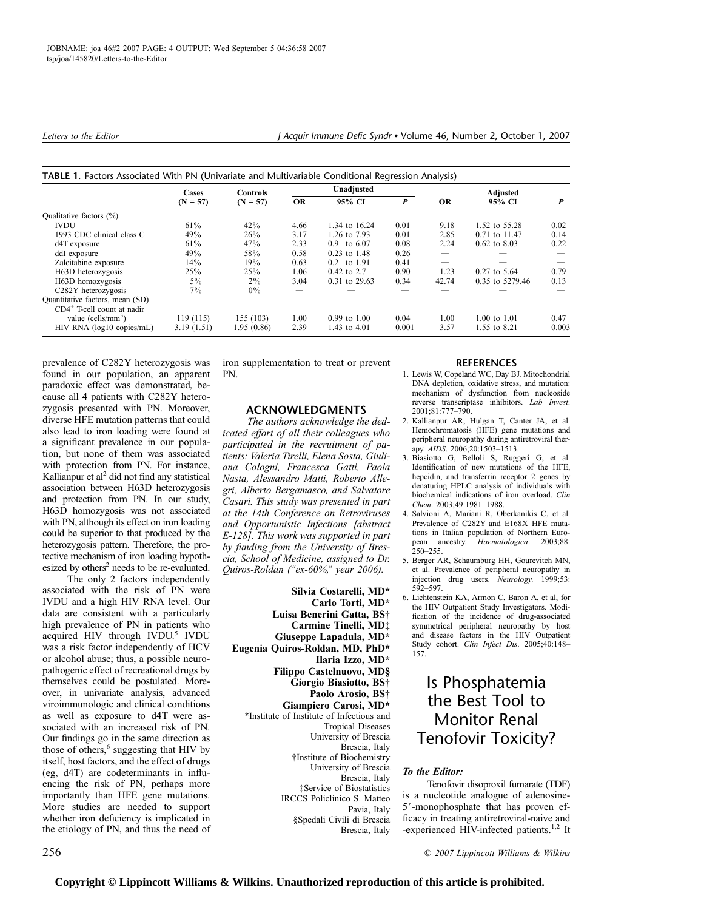**TABLE 1.** Factors Associated With PN (Univariate and Multivariable Conditional Regression Analysis)

| | Cases (N = 57) | Controls (N = 57) | Unadjusted | | | Adjusted | | |
|---|---|---|---|---|---|---|---|---|
| | | | OR | 95% CI | *P* | OR | 95% CI | *P* |
| Qualitative factors (%) | | | | | | | | |
| IVDU | 61% | 42% | 4.66 | 1.34 to 16.24 | 0.01 | 9.18 | 1.52 to 55.28 | 0.02 |
| 1993 CDC clinical class C | 49% | 26% | 3.17 | 1.26 to 7.93 | 0.01 | 2.85 | 0.71 to 11.47 | 0.14 |
| d4T exposure | 61% | 47% | 2.33 | 0.9 to 6.07 | 0.08 | 2.24 | 0.62 to 8.03 | 0.22 |
| ddI exposure | 49% | 58% | 0.58 | 0.23 to 1.48 | 0.26 | — | — | — |
| Zalcitabine exposure | 14% | 19% | 0.63 | 0.2 to 1.91 | 0.41 | — | — | — |
| H63D heterozygosis | 25% | 25% | 1.06 | 0.42 to 2.7 | 0.90 | 1.23 | 0.27 to 5.64 | 0.79 |
| H63D homozygosis | 5% | 2% | 3.04 | 0.31 to 29.63 | 0.34 | 42.74 | 0.35 to 5279.46 | 0.13 |
| C282Y heterozygosis | 7% | 0% | — | — | — | — | — | — |
| Quantitative factors, mean (SD) | | | | | | | | |
| $CD4^+$ T-cell count at nadir value (cells/mm$^3$) | 119 (115) | 155 (103) | 1.00 | 0.99 to 1.00 | 0.04 | 1.00 | 1.00 to 1.01 | 0.47 |
| HIV RNA (log10 copies/mL) | 3.19 (1.51) | 1.95 (0.86) | 2.39 | 1.43 to 4.01 | 0.001 | 3.57 | 1.55 to 8.21 | 0.003 |

prevalence of C282Y heterozygosis was found in our population, an apparent paradoxic effect was demonstrated, because all 4 patients with C282Y heterozygosis presented with PN. Moreover, diverse HFE mutation patterns that could also lead to iron loading were found at a significant prevalence in our population, but none of them was associated with protection from PN. For instance, Kallianpur et al[2] did not find any statistical association between H63D heterozygosis and protection from PN. In our study, H63D homozygosis was not associated with PN, although its effect on iron loading could be superior to that produced by the heterozygosis pattern. Therefore, the protective mechanism of iron loading hypothesized by others[2] needs to be re-evaluated.

The only 2 factors independently associated with the risk of PN were IVDU and a high HIV RNA level. Our data are consistent with a particularly high prevalence of PN in patients who acquired HIV through IVDU.[5] IVDU was a risk factor independently of HCV or alcohol abuse; thus, a possible neuropathogenic effect of recreational drugs by themselves could be postulated. Moreover, in univariate analysis, advanced viroimmunologic and clinical conditions as well as exposure to d4T were associated with an increased risk of PN. Our findings go in the same direction as those of others,[6] suggesting that HIV by itself, host factors, and the effect of drugs (eg, d4T) are codeterminants in influencing the risk of PN, perhaps more importantly than HFE gene mutations. More studies are needed to support whether iron deficiency is implicated in the etiology of PN, and thus the need of iron supplementation to treat or prevent PN.

## ACKNOWLEDGMENTS

*The authors acknowledge the dedicated effort of all their colleagues who participated in the recruitment of patients: Valeria Tirelli, Elena Sosta, Giuliana Cologni, Francesca Gatti, Paola Nasta, Alessandro Matti, Roberto Allegri, Alberto Bergamasco, and Salvatore Casari. This study was presented in part at the 14th Conference on Retroviruses and Opportunistic Infections [abstract E-128]. This work was supported in part by funding from the University of Brescia, School of Medicine, assigned to Dr. Quiros-Roldan ("ex-60%," year 2006).*

**Silvia Costarelli, MD\***
**Carlo Torti, MD\***
**Luisa Benerini Gatta, BS†**
**Carmine Tinelli, MD‡**
**Giuseppe Lapadula, MD\***
**Eugenia Quiros-Roldan, MD, PhD\***
**Ilaria Izzo, MD\***
**Filippo Castelnuovo, MD§**
**Giorgio Biasiotto, BS†**
**Paolo Arosio, BS†**
**Giampiero Carosi, MD\***

\*Institute of Institute of Infectious and Tropical Diseases
University of Brescia
Brescia, Italy
†Institute of Biochemistry
University of Brescia
Brescia, Italy
‡Service of Biostatistics
IRCCS Policlinico S. Matteo
Pavia, Italy
§Spedali Civili di Brescia
Brescia, Italy

## REFERENCES

1. Lewis W, Copeland WC, Day BJ. Mitochondrial DNA depletion, oxidative stress, and mutation: mechanism of dysfunction from nucleoside reverse transcriptase inhibitors. *Lab Invest*. 2001;81:777–790.
2. Kallianpur AR, Hulgan T, Canter JA, et al. Hemochromatosis (HFE) gene mutations and peripheral neuropathy during antiretroviral therapy. *AIDS*. 2006;20:1503–1513.
3. Biasiotto G, Belloli S, Ruggeri G, et al. Identification of new mutations of the HFE, hepcidin, and transferrin receptor 2 genes by denaturing HPLC analysis of individuals with biochemical indications of iron overload. *Clin Chem*. 2003;49:1981–1988.
4. Salvioni A, Mariani R, Oberkanikis C, et al. Prevalence of C282Y and E168X HFE mutations in Italian population of Northern European ancestry. *Haematologica*. 2003;88: 250–255.
5. Berger AR, Schaumburg HH, Gourevitch MN, et al. Prevalence of peripheral neuropathy in injection drug users. *Neurology*. 1999;53: 592–597.
6. Lichtenstein KA, Armon C, Baron A, et al, for the HIV Outpatient Study Investigators. Modification of the incidence of drug-associated symmetrical peripheral neuropathy by host and disease factors in the HIV Outpatient Study cohort. *Clin Infect Dis*. 2005;40:148–157.

# Is Phosphatemia the Best Tool to Monitor Renal Tenofovir Toxicity?

***To the Editor:***

Tenofovir disoproxil fumarate (TDF) is a nucleotide analogue of adenosine-5′-monophosphate that has proven efficacy in treating antiretroviral-naive and -experienced HIV-infected patients.[1,2] It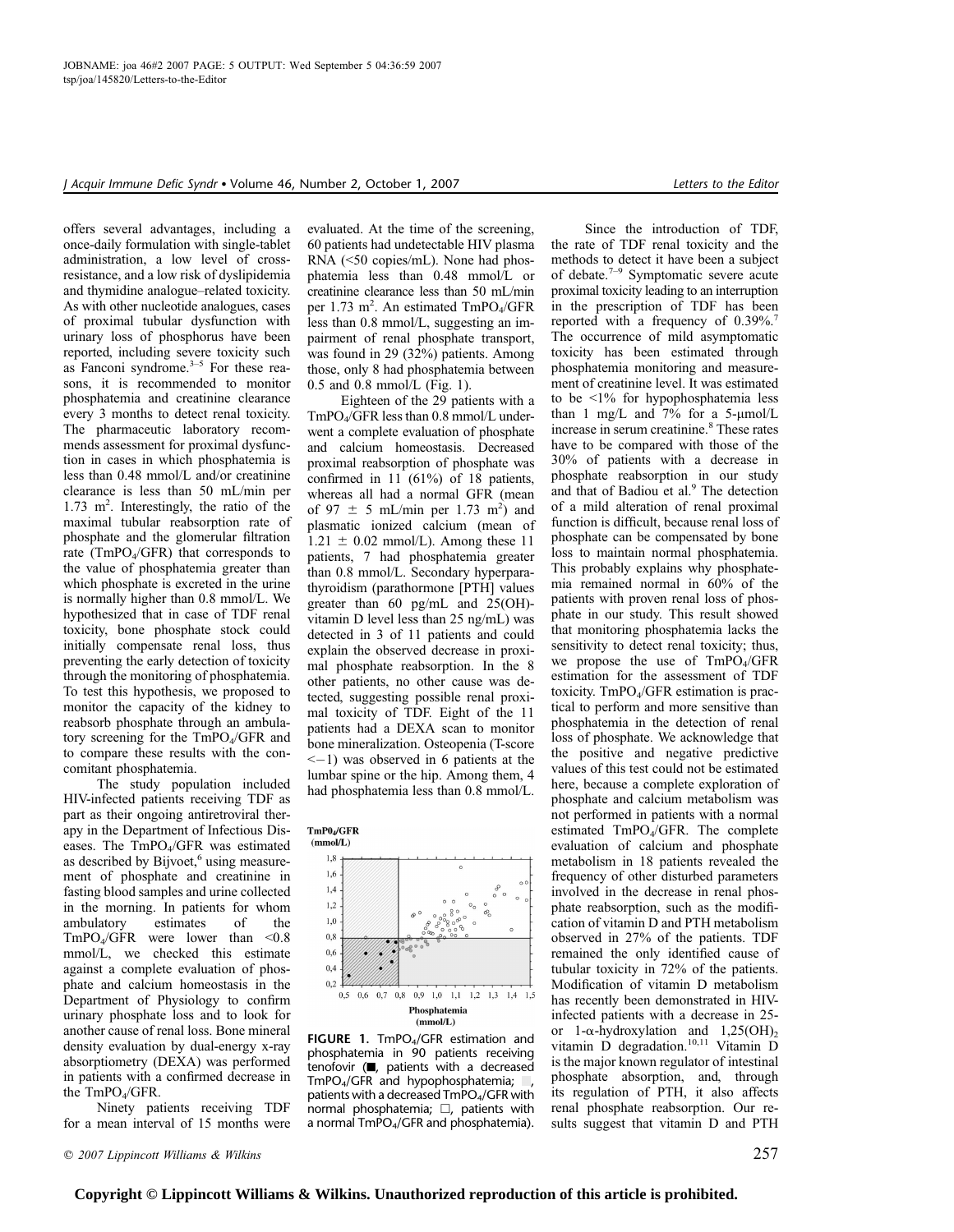offers several advantages, including a once-daily formulation with single-tablet administration, a low level of cross-resistance, and a low risk of dyslipidemia and thymidine analogue–related toxicity. As with other nucleotide analogues, cases of proximal tubular dysfunction with urinary loss of phosphorus have been reported, including severe toxicity such as Fanconi syndrome.[3–5] For these reasons, it is recommended to monitor phosphatemia and creatinine clearance every 3 months to detect renal toxicity. The pharmaceutic laboratory recommends assessment for proximal dysfunction in cases in which phosphatemia is less than 0.48 mmol/L and/or creatinine clearance is less than 50 mL/min per 1.73 $m^2$. Interestingly, the ratio of the maximal tubular reabsorption rate of phosphate and the glomerular filtration rate ($TmPO_4$/GFR) that corresponds to the value of phosphatemia greater than which phosphate is excreted in the urine is normally higher than 0.8 mmol/L. We hypothesized that in case of TDF renal toxicity, bone phosphate stock could initially compensate renal loss, thus preventing the early detection of toxicity through the monitoring of phosphatemia. To test this hypothesis, we proposed to monitor the capacity of the kidney to reabsorb phosphate through an ambulatory screening for the $TmPO_4$/GFR and to compare these results with the concomitant phosphatemia.

The study population included HIV-infected patients receiving TDF as part as their ongoing antiretroviral therapy in the Department of Infectious Diseases. The $TmPO_4$/GFR was estimated as described by Bijvoet,[6] using measurement of phosphate and creatinine in fasting blood samples and urine collected in the morning. In patients for whom ambulatory estimates of the $TmPO_4$/GFR were lower than <0.8 mmol/L, we checked this estimate against a complete evaluation of phosphate and calcium homeostasis in the Department of Physiology to confirm urinary phosphate loss and to look for another cause of renal loss. Bone mineral density evaluation by dual-energy x-ray absorptiometry (DEXA) was performed in patients with a confirmed decrease in the $TmPO_4$/GFR.

Ninety patients receiving TDF for a mean interval of 15 months were evaluated. At the time of the screening, 60 patients had undetectable HIV plasma RNA (<50 copies/mL). None had phosphatemia less than 0.48 mmol/L or creatinine clearance less than 50 mL/min per 1.73 $m^2$. An estimated $TmPO_4$/GFR less than 0.8 mmol/L, suggesting an impairment of renal phosphate transport, was found in 29 (32%) patients. Among those, only 8 had phosphatemia between 0.5 and 0.8 mmol/L (Fig. 1).

Eighteen of the 29 patients with a $TmPO_4$/GFR less than 0.8 mmol/L underwent a complete evaluation of phosphate and calcium homeostasis. Decreased proximal reabsorption of phosphate was confirmed in 11 (61%) of 18 patients, whereas all had a normal GFR (mean of 97 ± 5 mL/min per 1.73 $m^2$) and plasmatic ionized calcium (mean of 1.21 ± 0.02 mmol/L). Among these 11 patients, 7 had phosphatemia greater than 0.8 mmol/L. Secondary hyperparathyroidism (parathormone [PTH] values greater than 60 pg/mL and 25(OH)-vitamin D level less than 25 ng/mL) was detected in 3 of 11 patients and could explain the observed decrease in proximal phosphate reabsorption. In the 8 other patients, no other cause was detected, suggesting possible renal proximal toxicity of TDF. Eight of the 11 patients had a DEXA scan to monitor bone mineralization. Osteopenia (T-score <−1) was observed in 6 patients at the lumbar spine or the hip. Among them, 4 had phosphatemia less than 0.8 mmol/L.

**FIGURE 1.** $TmPO_4$/GFR estimation and phosphatemia in 90 patients receiving tenofovir (■, patients with a decreased $TmPO_4$/GFR and hypophosphatemia; ■, patients with a decreased $TmPO_4$/GFR with normal phosphatemia; □, patients with a normal $TmPO_4$/GFR and phosphatemia).

Since the introduction of TDF, the rate of TDF renal toxicity and the methods to detect it have been a subject of debate.[7–9] Symptomatic severe acute proximal toxicity leading to an interruption in the prescription of TDF has been reported with a frequency of 0.39%.[7] The occurrence of mild asymptomatic toxicity has been estimated through phosphatemia monitoring and measurement of creatinine level. It was estimated to be <1% for hypophosphatemia less than 1 mg/L and 7% for a 5-μmol/L increase in serum creatinine.[8] These rates have to be compared with those of the 30% of patients with a decrease in phosphate reabsorption in our study and that of Badiou et al.[9] The detection of a mild alteration of renal proximal function is difficult, because renal loss of phosphate can be compensated by bone loss to maintain normal phosphatemia. This probably explains why phosphatemia remained normal in 60% of the patients with proven renal loss of phosphate in our study. This result showed that monitoring phosphatemia lacks the sensitivity to detect renal toxicity; thus, we propose the use of $TmPO_4$/GFR estimation for the assessment of TDF toxicity. $TmPO_4$/GFR estimation is practical to perform and more sensitive than phosphatemia in the detection of renal loss of phosphate. We acknowledge that the positive and negative predictive values of this test could not be estimated here, because a complete exploration of phosphate and calcium metabolism was not performed in patients with a normal estimated $TmPO_4$/GFR. The complete evaluation of calcium and phosphate metabolism in 18 patients revealed the frequency of other disturbed parameters involved in the decrease in renal phosphate reabsorption, such as the modification of vitamin D and PTH metabolism observed in 27% of the patients. TDF remained the only identified cause of tubular toxicity in 72% of the patients. Modification of vitamin D metabolism has recently been demonstrated in HIV-infected patients with a decrease in 25- or 1-α-hydroxylation and $1,25(OH)_2$ vitamin D degradation.[10,11] Vitamin D is the major known regulator of intestinal phosphate absorption, and, through its regulation of PTH, it also affects renal phosphate reabsorption. Our results suggest that vitamin D and PTH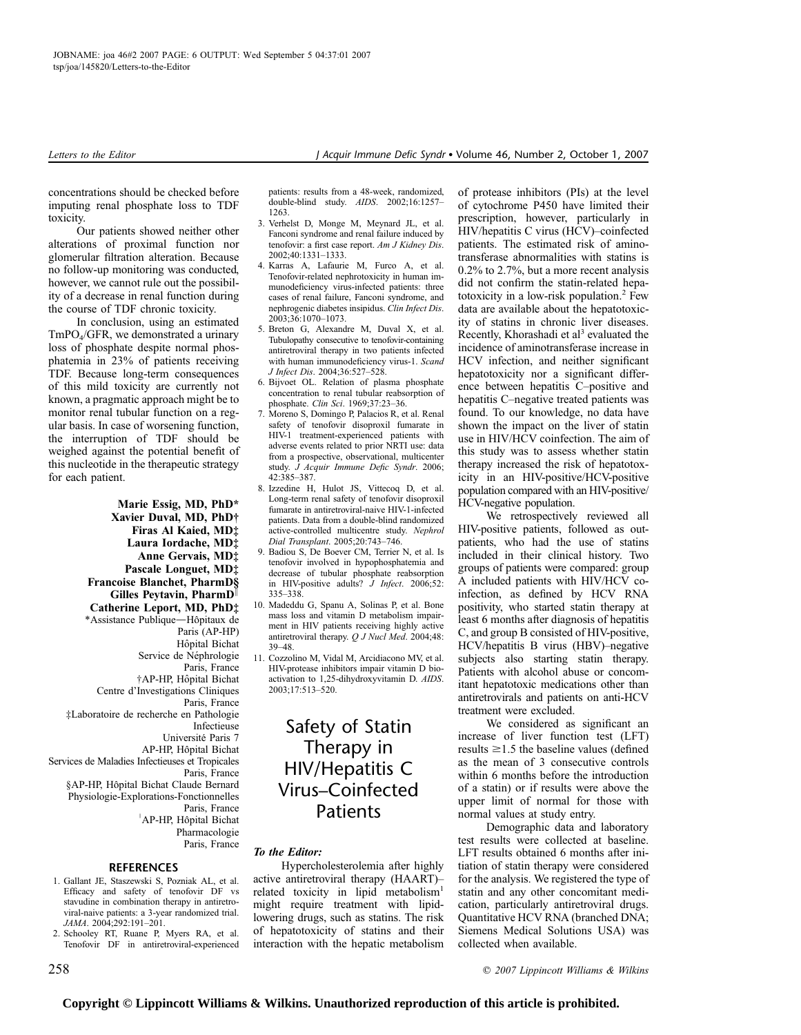concentrations should be checked before imputing renal phosphate loss to TDF toxicity.

Our patients showed neither other alterations of proximal function nor glomerular filtration alteration. Because no follow-up monitoring was conducted, however, we cannot rule out the possibility of a decrease in renal function during the course of TDF chronic toxicity.

In conclusion, using an estimated $TmPO_4$/GFR, we demonstrated a urinary loss of phosphate despite normal phosphatemia in 23% of patients receiving TDF. Because long-term consequences of this mild toxicity are currently not known, a pragmatic approach might be to monitor renal tubular function on a regular basis. In case of worsening function, the interruption of TDF should be weighed against the potential benefit of this nucleotide in the therapeutic strategy for each patient.

**Marie Essig, MD, PhD***
**Xavier Duval, MD, PhD†**
**Firas Al Kaied, MD‡**
**Laura Iordache, MD‡**
**Anne Gervais, MD‡**
**Pascale Longuet, MD‡**
**Francoise Blanchet, PharmD§**
**Gilles Peytavin, PharmD‖**
**Catherine Leport, MD, PhD‡**

*Assistance Publique—Hôpitaux de Paris (AP-HP)
Hôpital Bichat
Service de Néphrologie
Paris, France

†AP-HP, Hôpital Bichat
Centre d'Investigations Cliniques
Paris, France

‡Laboratoire de recherche en Pathologie Infectieuse
Université Paris 7
AP-HP, Hôpital Bichat
Services de Maladies Infectieuses et Tropicales
Paris, France

§AP-HP, Hôpital Bichat Claude Bernard
Physiologie-Explorations-Fonctionnelles
Paris, France

‖AP-HP, Hôpital Bichat
Pharmacologie
Paris, France

## REFERENCES

1. Gallant JE, Staszewski S, Pozniak AL, et al. Efficacy and safety of tenofovir DF vs stavudine in combination therapy in antiretroviral-naive patients: a 3-year randomized trial. *JAMA*. 2004;292:191–201.
2. Schooley RT, Ruane P, Myers RA, et al. Tenofovir DF in antiretroviral-experienced patients: results from a 48-week, randomized, double-blind study. *AIDS*. 2002;16:1257–1263.
3. Verhelst D, Monge M, Meynard JL, et al. Fanconi syndrome and renal failure induced by tenofovir: a first case report. *Am J Kidney Dis*. 2002;40:1331–1333.
4. Karras A, Lafaurie M, Furco A, et al. Tenofovir-related nephrotoxicity in human immunodeficiency virus-infected patients: three cases of renal failure, Fanconi syndrome, and nephrogenic diabetes insipidus. *Clin Infect Dis*. 2003;36:1070–1073.
5. Breton G, Alexandre M, Duval X, et al. Tubulopathy consecutive to tenofovir-containing antiretroviral therapy in two patients infected with human immunodeficiency virus-1. *Scand J Infect Dis*. 2004;36:527–528.
6. Bijvoet OL. Relation of plasma phosphate concentration to renal tubular reabsorption of phosphate. *Clin Sci*. 1969;37:23–36.
7. Moreno S, Domingo P, Palacios R, et al. Renal safety of tenofovir disoproxil fumarate in HIV-1 treatment-experienced patients with adverse events related to prior NRTI use: data from a prospective, observational, multicenter study. *J Acquir Immune Defic Syndr*. 2006; 42:385–387.
8. Izzedine H, Hulot JS, Vittecoq D, et al. Long-term renal safety of tenofovir disoproxil fumarate in antiretroviral-naive HIV-1-infected patients. Data from a double-blind randomized active-controlled multicentre study. *Nephrol Dial Transplant*. 2005;20:743–746.
9. Badiou S, De Boever CM, Terrier N, et al. Is tenofovir involved in hypophosphatemia and decrease of tubular phosphate reabsorption in HIV-positive adults? *J Infect*. 2006;52: 335–338.
10. Madeddu G, Spanu A, Solinas P, et al. Bone mass loss and vitamin D metabolism impairment in HIV patients receiving highly active antiretroviral therapy. *Q J Nucl Med*. 2004;48: 39–48.
11. Cozzolino M, Vidal M, Arcidiacono MV, et al. HIV-protease inhibitors impair vitamin D bioactivation to 1,25-dihydroxyvitamin D. *AIDS*. 2003;17:513–520.

# Safety of Statin Therapy in HIV/Hepatitis C Virus–Coinfected Patients

***To the Editor:***

Hypercholesterolemia after highly active antiretroviral therapy (HAART)–related toxicity in lipid metabolism[1] might require treatment with lipid-lowering drugs, such as statins. The risk of hepatotoxicity of statins and their interaction with the hepatic metabolism of protease inhibitors (PIs) at the level of cytochrome P450 have limited their prescription, however, particularly in HIV/hepatitis C virus (HCV)–coinfected patients. The estimated risk of aminotransferase abnormalities with statins is 0.2% to 2.7%, but a more recent analysis did not confirm the statin-related hepatotoxicity in a low-risk population.[2] Few data are available about the hepatotoxicity of statins in chronic liver diseases. Recently, Khorashadi et al[3] evaluated the incidence of aminotransferase increase in HCV infection, and neither significant hepatotoxicity nor a significant difference between hepatitis C–positive and hepatitis C–negative treated patients was found. To our knowledge, no data have shown the impact on the liver of statin use in HIV/HCV coinfection. The aim of this study was to assess whether statin therapy increased the risk of hepatotoxicity in an HIV-positive/HCV-positive population compared with an HIV-positive/HCV-negative population.

We retrospectively reviewed all HIV-positive patients, followed as outpatients, who had the use of statins included in their clinical history. Two groups of patients were compared: group A included patients with HIV/HCV coinfection, as defined by HCV RNA positivity, who started statin therapy at least 6 months after diagnosis of hepatitis C, and group B consisted of HIV-positive, HCV/hepatitis B virus (HBV)–negative subjects also starting statin therapy. Patients with alcohol abuse or concomitant hepatotoxic medications other than antiretrovirals and patients on anti-HCV treatment were excluded.

We considered as significant an increase of liver function test (LFT) results $\geq$1.5 the baseline values (defined as the mean of 3 consecutive controls within 6 months before the introduction of a statin) or if results were above the upper limit of normal for those with normal values at study entry.

Demographic data and laboratory test results were collected at baseline. LFT results obtained 6 months after initiation of statin therapy were considered for the analysis. We registered the type of statin and any other concomitant medication, particularly antiretroviral drugs. Quantitative HCV RNA (branched DNA; Siemens Medical Solutions USA) was collected when available.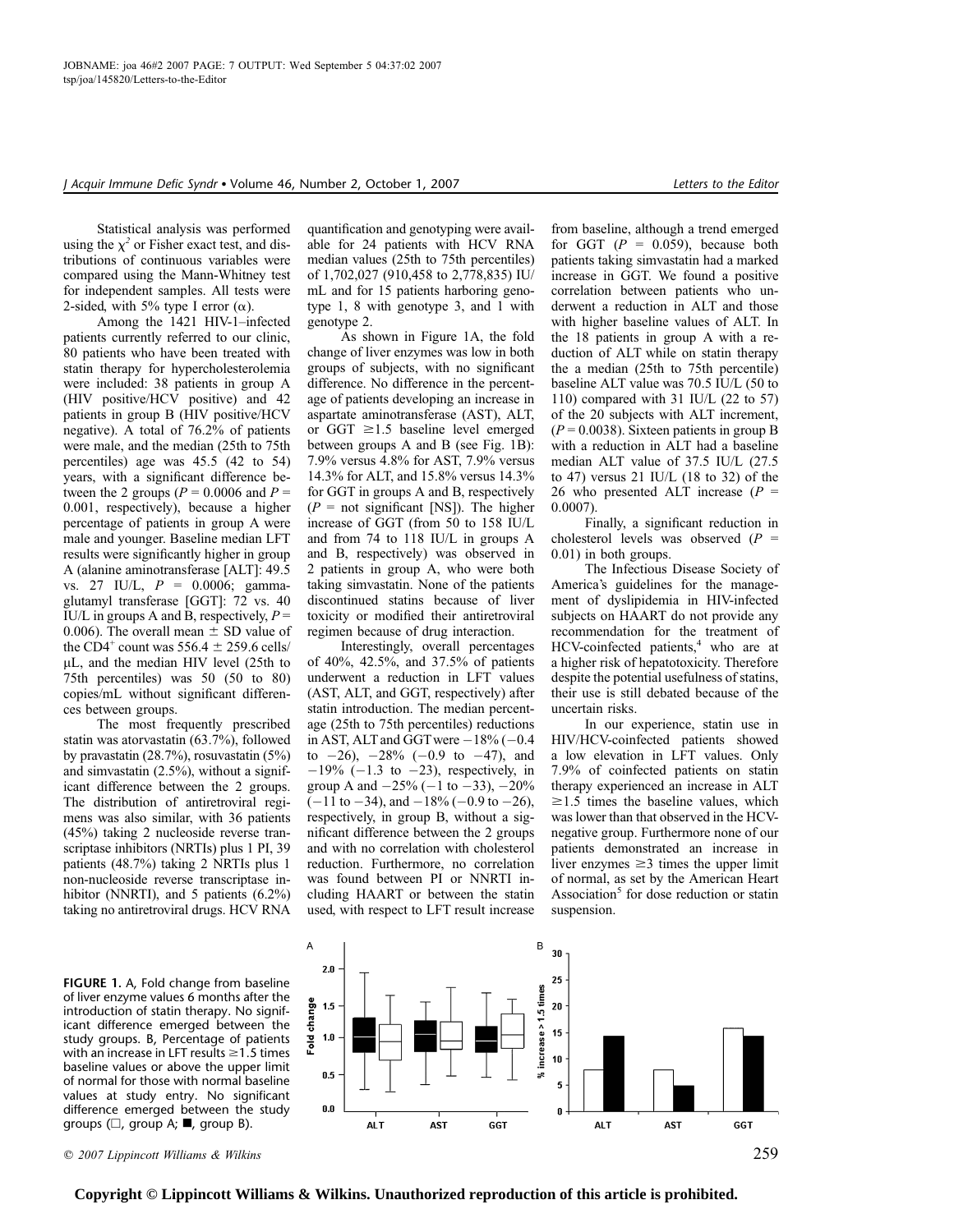Statistical analysis was performed using the $\chi^2$ or Fisher exact test, and distributions of continuous variables were compared using the Mann-Whitney test for independent samples. All tests were 2-sided, with 5% type I error ($\alpha$).

Among the 1421 HIV-1–infected patients currently referred to our clinic, 80 patients who have been treated with statin therapy for hypercholesterolemia were included: 38 patients in group A (HIV positive/HCV positive) and 42 patients in group B (HIV positive/HCV negative). A total of 76.2% of patients were male, and the median (25th to 75th percentiles) age was 45.5 (42 to 54) years, with a significant difference between the 2 groups ($P = 0.0006$ and $P = 0.001$, respectively), because a higher percentage of patients in group A were male and younger. Baseline median LFT results were significantly higher in group A (alanine aminotransferase [ALT]: 49.5 vs. 27 IU/L, $P = 0.0006$; gamma-glutamyl transferase [GGT]: 72 vs. 40 IU/L in groups A and B, respectively, $P = 0.006$). The overall mean $\pm$ SD value of the $CD4^+$ count was 556.4 $\pm$ 259.6 cells/μL, and the median HIV level (25th to 75th percentiles) was 50 (50 to 80) copies/mL without significant differences between groups.

The most frequently prescribed statin was atorvastatin (63.7%), followed by pravastatin (28.7%), rosuvastatin (5%) and simvastatin (2.5%), without a significant difference between the 2 groups. The distribution of antiretroviral regimens was also similar, with 36 patients (45%) taking 2 nucleoside reverse transcriptase inhibitors (NRTIs) plus 1 PI, 39 patients (48.7%) taking 2 NRTIs plus 1 non-nucleoside reverse transcriptase inhibitor (NNRTI), and 5 patients (6.2%) taking no antiretroviral drugs. HCV RNA quantification and genotyping were available for 24 patients with HCV RNA median values (25th to 75th percentiles) of 1,702,027 (910,458 to 2,778,835) IU/mL and for 15 patients harboring genotype 1, 8 with genotype 3, and 1 with genotype 2.

As shown in Figure 1A, the fold change of liver enzymes was low in both groups of subjects, with no significant difference. No difference in the percentage of patients developing an increase in aspartate aminotransferase (AST), ALT, or GGT $\geq$1.5 baseline level emerged between groups A and B (see Fig. 1B): 7.9% versus 4.8% for AST, 7.9% versus 14.3% for ALT, and 15.8% versus 14.3% for GGT in groups A and B, respectively ($P$ = not significant [NS]). The higher increase of GGT (from 50 to 158 IU/L and from 74 to 118 IU/L in groups A and B, respectively) was observed in 2 patients in group A, who were both taking simvastatin. None of the patients discontinued statins because of liver toxicity or modified their antiretroviral regimen because of drug interaction.

Interestingly, overall percentages of 40%, 42.5%, and 37.5% of patients underwent a reduction in LFT values (AST, ALT, and GGT, respectively) after statin introduction. The median percentage (25th to 75th percentiles) reductions in AST, ALT and GGT were −18% (−0.4 to −26), −28% (−0.9 to −47), and −19% (−1.3 to −23), respectively, in group A and −25% (−1 to −33), −20% (−11 to −34), and −18% (−0.9 to −26), respectively, in group B, without a significant difference between the 2 groups and with no correlation with cholesterol reduction. Furthermore, no correlation was found between PI or NNRTI including HAART or between the statin used, with respect to LFT result increase from baseline, although a trend emerged for GGT ($P = 0.059$), because both patients taking simvastatin had a marked increase in GGT. We found a positive correlation between patients who underwent a reduction in ALT and those with higher baseline values of ALT. In the 18 patients in group A with a reduction of ALT while on statin therapy the a median (25th to 75th percentile) baseline ALT value was 70.5 IU/L (50 to 110) compared with 31 IU/L (22 to 57) of the 20 subjects with ALT increment, ($P = 0.0038$). Sixteen patients in group B with a reduction in ALT had a baseline median ALT value of 37.5 IU/L (27.5 to 47) versus 21 IU/L (18 to 32) of the 26 who presented ALT increase ($P = 0.0007$).

Finally, a significant reduction in cholesterol levels was observed ($P = 0.01$) in both groups.

The Infectious Disease Society of America's guidelines for the management of dyslipidemia in HIV-infected subjects on HAART do not provide any recommendation for the treatment of HCV-coinfected patients,[4] who are at a higher risk of hepatotoxicity. Therefore despite the potential usefulness of statins, their use is still debated because of the uncertain risks.

In our experience, statin use in HIV/HCV-coinfected patients showed a low elevation in LFT values. Only 7.9% of coinfected patients on statin therapy experienced an increase in ALT $\geq$1.5 times the baseline values, which was lower than that observed in the HCV-negative group. Furthermore none of our patients demonstrated an increase in liver enzymes $\geq$3 times the upper limit of normal, as set by the American Heart Association[5] for dose reduction or statin suspension.

**FIGURE 1.** A, Fold change from baseline of liver enzyme values 6 months after the introduction of statin therapy. No significant difference emerged between the study groups. B, Percentage of patients with an increase in LFT results $\geq$1.5 times baseline values or above the upper limit of normal for those with normal baseline values at study entry. No significant difference emerged between the study groups (□, group A; ■, group B).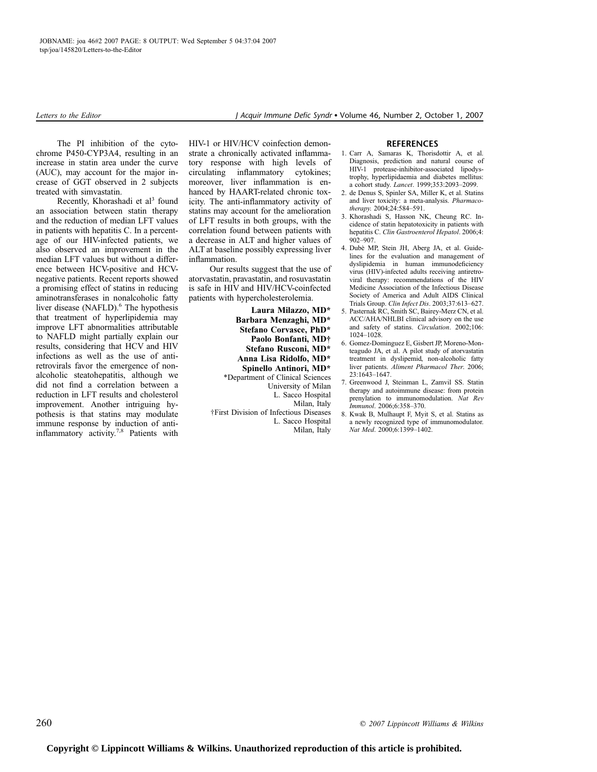The PI inhibition of the cytochrome P450-CYP3A4, resulting in an increase in statin area under the curve (AUC), may account for the major increase of GGT observed in 2 subjects treated with simvastatin.

Recently, Khorashadi et al[3] found an association between statin therapy and the reduction of median LFT values in patients with hepatitis C. In a percentage of our HIV-infected patients, we also observed an improvement in the median LFT values but without a difference between HCV-positive and HCV-negative patients. Recent reports showed a promising effect of statins in reducing aminotransferases in nonalcoholic fatty liver disease (NAFLD).[6] The hypothesis that treatment of hyperlipidemia may improve LFT abnormalities attributable to NAFLD might partially explain our results, considering that HCV and HIV infections as well as the use of antiretrovirals favor the emergence of nonalcoholic steatohepatitis, although we did not find a correlation between a reduction in LFT results and cholesterol improvement. Another intriguing hypothesis is that statins may modulate immune response by induction of anti-inflammatory activity.[7,8] Patients with HIV-1 or HIV/HCV coinfection demonstrate a chronically activated inflammatory response with high levels of circulating inflammatory cytokines; moreover, liver inflammation is enhanced by HAART-related chronic toxicity. The anti-inflammatory activity of statins may account for the amelioration of LFT results in both groups, with the correlation found between patients with a decrease in ALT and higher values of ALT at baseline possibly expressing liver inflammation.

Our results suggest that the use of atorvastatin, pravastatin, and rosuvastatin is safe in HIV and HIV/HCV-coinfected patients with hypercholesterolemia.

**Laura Milazzo, MD\***
**Barbara Menzaghi, MD\***
**Stefano Corvasce, PhD\***
**Paolo Bonfanti, MD†**
**Stefano Rusconi, MD\***
**Anna Lisa Ridolfo, MD\***
**Spinello Antinori, MD\***

\*Department of Clinical Sciences
University of Milan
L. Sacco Hospital
Milan, Italy

†First Division of Infectious Diseases
L. Sacco Hospital
Milan, Italy

## REFERENCES

1. Carr A, Samaras K, Thorisdottir A, et al. Diagnosis, prediction and natural course of HIV-1 protease-inhibitor-associated lipodystrophy, hyperlipidaemia and diabetes mellitus: a cohort study. *Lancet*. 1999;353:2093–2099.
2. de Denus S, Spinler SA, Miller K, et al. Statins and liver toxicity: a meta-analysis. *Pharmacotherapy*. 2004;24:584–591.
3. Khorashadi S, Hasson NK, Cheung RC. Incidence of statin hepatotoxicity in patients with hepatitis C. *Clin Gastroenterol Hepatol*. 2006;4:902–907.
4. Dubè MP, Stein JH, Aberg JA, et al. Guidelines for the evaluation and management of dyslipidemia in human immunodeficiency virus (HIV)-infected adults receiving antiretroviral therapy: recommendations of the HIV Medicine Association of the Infectious Disease Society of America and Adult AIDS Clinical Trials Group. *Clin Infect Dis*. 2003;37:613–627.
5. Pasternak RC, Smith SC, Bairey-Merz CN, et al. ACC/AHA/NHLBI clinical advisory on the use and safety of statins. *Circulation*. 2002;106:1024–1028.
6. Gomez-Dominguez E, Gisbert JP, Moreno-Monteagudo JA, et al. A pilot study of atorvastatin treatment in dyslipemid, non-alcoholic fatty liver patients. *Aliment Pharmacol Ther*. 2006;23:1643–1647.
7. Greenwood J, Steinman L, Zamvil SS. Statin therapy and autoimmune disease: from protein prenylation to immunomodulation. *Nat Rev Immunol*. 2006;6:358–370.
8. Kwak B, Mulhaupt F, Myit S, et al. Statins as a newly recognized type of immunomodulator. *Nat Med*. 2000;6:1399–1402.